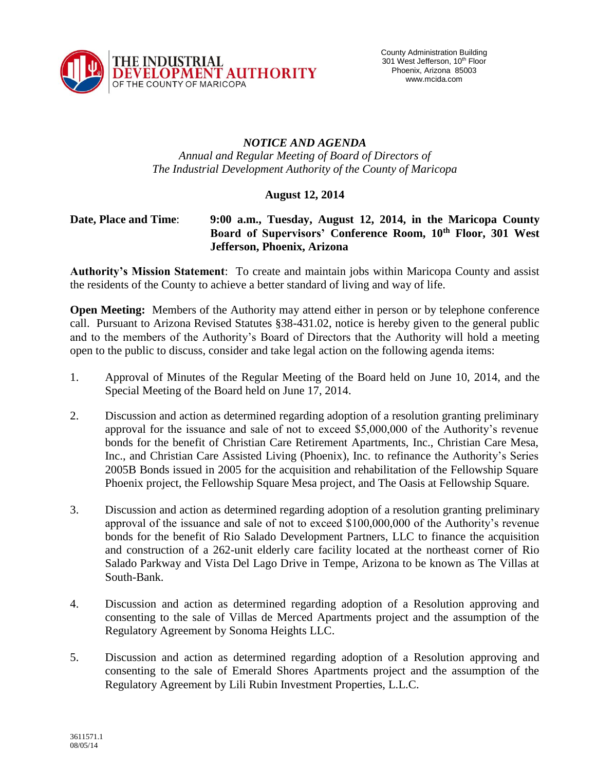THE INDUSTRIAL DEVELOPMENT AUTHORITY OF THE COUNTY OF MARICOPA

County Administration Building
301 West Jefferson, 10th Floor
Phoenix, Arizona 85003
www.mcida.com

# *NOTICE AND AGENDA*

*Annual and Regular Meeting of Board of Directors of*
*The Industrial Development Authority of the County of Maricopa*

**August 12, 2014**

**Date, Place and Time**: **9:00 a.m., Tuesday, August 12, 2014, in the Maricopa County Board of Supervisors' Conference Room, 10th Floor, 301 West Jefferson, Phoenix, Arizona**

**Authority's Mission Statement**: To create and maintain jobs within Maricopa County and assist the residents of the County to achieve a better standard of living and way of life.

**Open Meeting:** Members of the Authority may attend either in person or by telephone conference call. Pursuant to Arizona Revised Statutes §38-431.02, notice is hereby given to the general public and to the members of the Authority's Board of Directors that the Authority will hold a meeting open to the public to discuss, consider and take legal action on the following agenda items:

1. Approval of Minutes of the Regular Meeting of the Board held on June 10, 2014, and the Special Meeting of the Board held on June 17, 2014.

2. Discussion and action as determined regarding adoption of a resolution granting preliminary approval for the issuance and sale of not to exceed $5,000,000 of the Authority's revenue bonds for the benefit of Christian Care Retirement Apartments, Inc., Christian Care Mesa, Inc., and Christian Care Assisted Living (Phoenix), Inc. to refinance the Authority's Series 2005B Bonds issued in 2005 for the acquisition and rehabilitation of the Fellowship Square Phoenix project, the Fellowship Square Mesa project, and The Oasis at Fellowship Square.

3. Discussion and action as determined regarding adoption of a resolution granting preliminary approval of the issuance and sale of not to exceed $100,000,000 of the Authority's revenue bonds for the benefit of Rio Salado Development Partners, LLC to finance the acquisition and construction of a 262-unit elderly care facility located at the northeast corner of Rio Salado Parkway and Vista Del Lago Drive in Tempe, Arizona to be known as The Villas at South-Bank.

4. Discussion and action as determined regarding adoption of a Resolution approving and consenting to the sale of Villas de Merced Apartments project and the assumption of the Regulatory Agreement by Sonoma Heights LLC.

5. Discussion and action as determined regarding adoption of a Resolution approving and consenting to the sale of Emerald Shores Apartments project and the assumption of the Regulatory Agreement by Lili Rubin Investment Properties, L.L.C.

3611571.1
08/05/14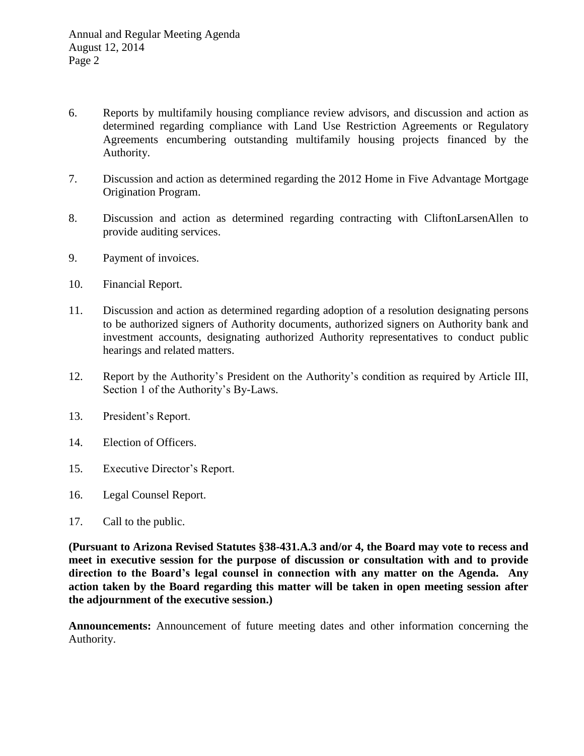6. Reports by multifamily housing compliance review advisors, and discussion and action as determined regarding compliance with Land Use Restriction Agreements or Regulatory Agreements encumbering outstanding multifamily housing projects financed by the Authority.

7. Discussion and action as determined regarding the 2012 Home in Five Advantage Mortgage Origination Program.

8. Discussion and action as determined regarding contracting with CliftonLarsenAllen to provide auditing services.

9. Payment of invoices.

10. Financial Report.

11. Discussion and action as determined regarding adoption of a resolution designating persons to be authorized signers of Authority documents, authorized signers on Authority bank and investment accounts, designating authorized Authority representatives to conduct public hearings and related matters.

12. Report by the Authority's President on the Authority's condition as required by Article III, Section 1 of the Authority's By-Laws.

13. President's Report.

14. Election of Officers.

15. Executive Director's Report.

16. Legal Counsel Report.

17. Call to the public.

**(Pursuant to Arizona Revised Statutes §38-431.A.3 and/or 4, the Board may vote to recess and meet in executive session for the purpose of discussion or consultation with and to provide direction to the Board's legal counsel in connection with any matter on the Agenda. Any action taken by the Board regarding this matter will be taken in open meeting session after the adjournment of the executive session.)**

**Announcements:** Announcement of future meeting dates and other information concerning the Authority.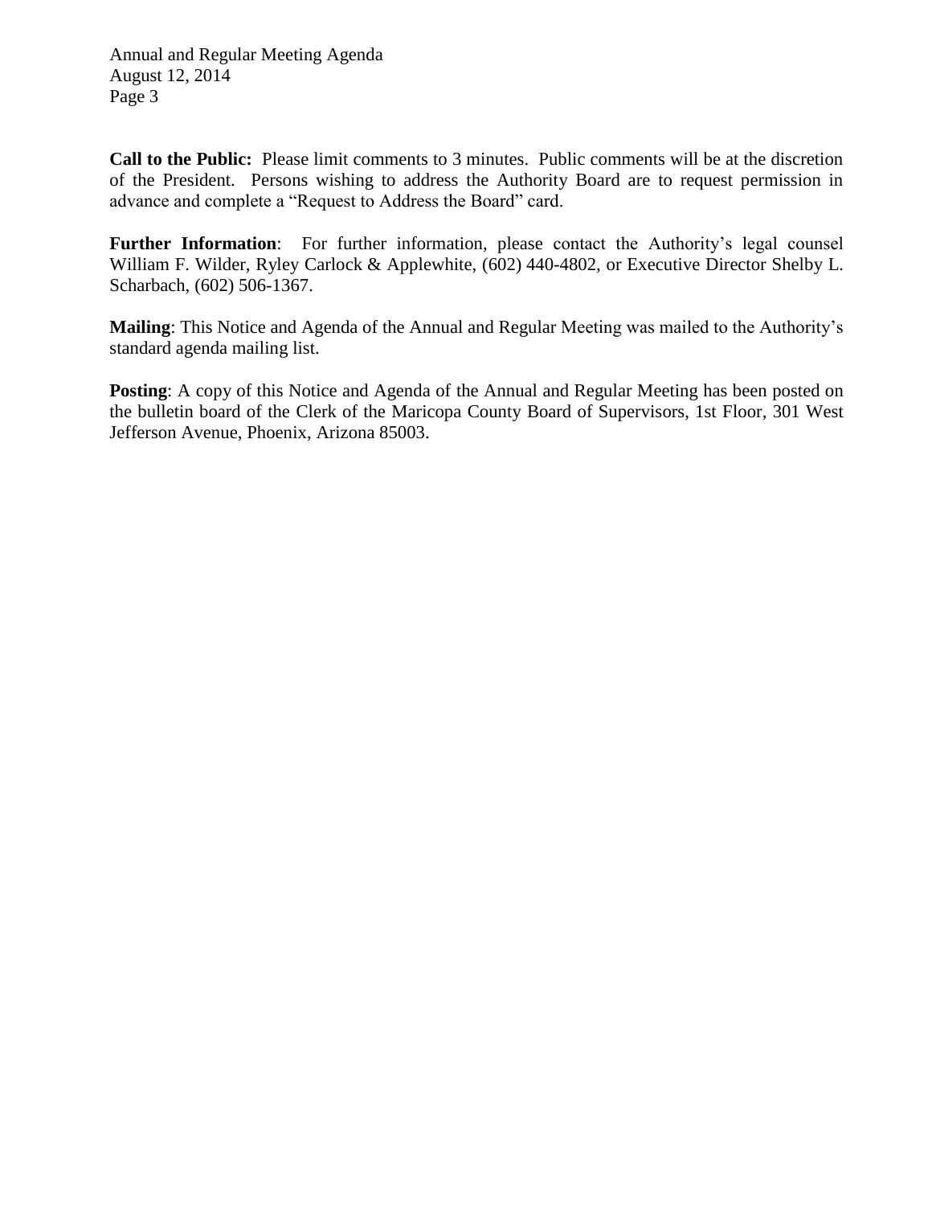**Call to the Public:** Please limit comments to 3 minutes. Public comments will be at the discretion of the President. Persons wishing to address the Authority Board are to request permission in advance and complete a "Request to Address the Board" card.

**Further Information**: For further information, please contact the Authority's legal counsel William F. Wilder, Ryley Carlock & Applewhite, (602) 440-4802, or Executive Director Shelby L. Scharbach, (602) 506-1367.

**Mailing**: This Notice and Agenda of the Annual and Regular Meeting was mailed to the Authority's standard agenda mailing list.

**Posting**: A copy of this Notice and Agenda of the Annual and Regular Meeting has been posted on the bulletin board of the Clerk of the Maricopa County Board of Supervisors, 1st Floor, 301 West Jefferson Avenue, Phoenix, Arizona 85003.